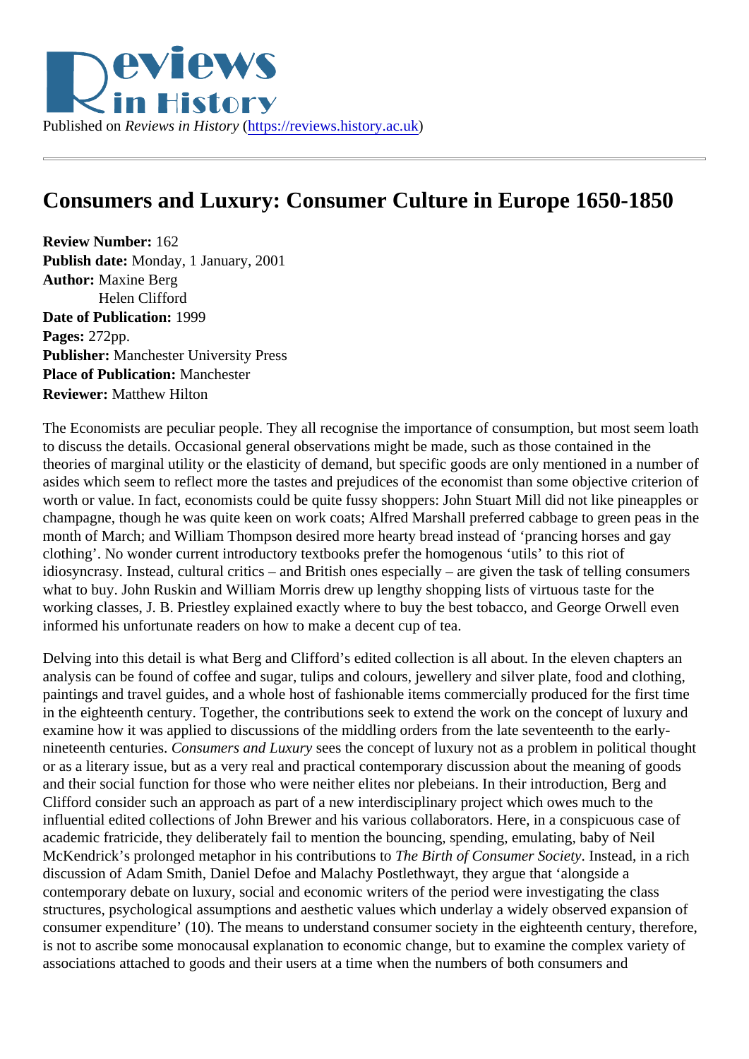Published on *Reviews in History* (https://reviews.history.ac.uk)

# Consumers and Luxury: Consumer Culture in Europe 1650-1850

**Review Number:** 162
**Publish date:** Monday, 1 January, 2001
**Author:** Maxine Berg
Helen Clifford
**Date of Publication:** 1999
**Pages:** 272pp.
**Publisher:** Manchester University Press
**Place of Publication:** Manchester
**Reviewer:** Matthew Hilton

The Economists are peculiar people. They all recognise the importance of consumption, but most seem loath to discuss the details. Occasional general observations might be made, such as those contained in the theories of marginal utility or the elasticity of demand, but specific goods are only mentioned in a number of asides which seem to reflect more the tastes and prejudices of the economist than some objective criterion of worth or value. In fact, economists could be quite fussy shoppers: John Stuart Mill did not like pineapples or champagne, though he was quite keen on work coats; Alfred Marshall preferred cabbage to green peas in the month of March; and William Thompson desired more hearty bread instead of 'prancing horses and gay clothing'. No wonder current introductory textbooks prefer the homogenous 'utils' to this riot of idiosyncrasy. Instead, cultural critics – and British ones especially – are given the task of telling consumers what to buy. John Ruskin and William Morris drew up lengthy shopping lists of virtuous taste for the working classes, J. B. Priestley explained exactly where to buy the best tobacco, and George Orwell even informed his unfortunate readers on how to make a decent cup of tea.

Delving into this detail is what Berg and Clifford's edited collection is all about. In the eleven chapters an analysis can be found of coffee and sugar, tulips and colours, jewellery and silver plate, food and clothing, paintings and travel guides, and a whole host of fashionable items commercially produced for the first time in the eighteenth century. Together, the contributions seek to extend the work on the concept of luxury and examine how it was applied to discussions of the middling orders from the late seventeenth to the early-nineteenth centuries. *Consumers and Luxury* sees the concept of luxury not as a problem in political thought or as a literary issue, but as a very real and practical contemporary discussion about the meaning of goods and their social function for those who were neither elites nor plebeians. In their introduction, Berg and Clifford consider such an approach as part of a new interdisciplinary project which owes much to the influential edited collections of John Brewer and his various collaborators. Here, in a conspicuous case of academic fratricide, they deliberately fail to mention the bouncing, spending, emulating, baby of Neil McKendrick's prolonged metaphor in his contributions to *The Birth of Consumer Society*. Instead, in a rich discussion of Adam Smith, Daniel Defoe and Malachy Postlethwayt, they argue that 'alongside a contemporary debate on luxury, social and economic writers of the period were investigating the class structures, psychological assumptions and aesthetic values which underlay a widely observed expansion of consumer expenditure' (10). The means to understand consumer society in the eighteenth century, therefore, is not to ascribe some monocausal explanation to economic change, but to examine the complex variety of associations attached to goods and their users at a time when the numbers of both consumers and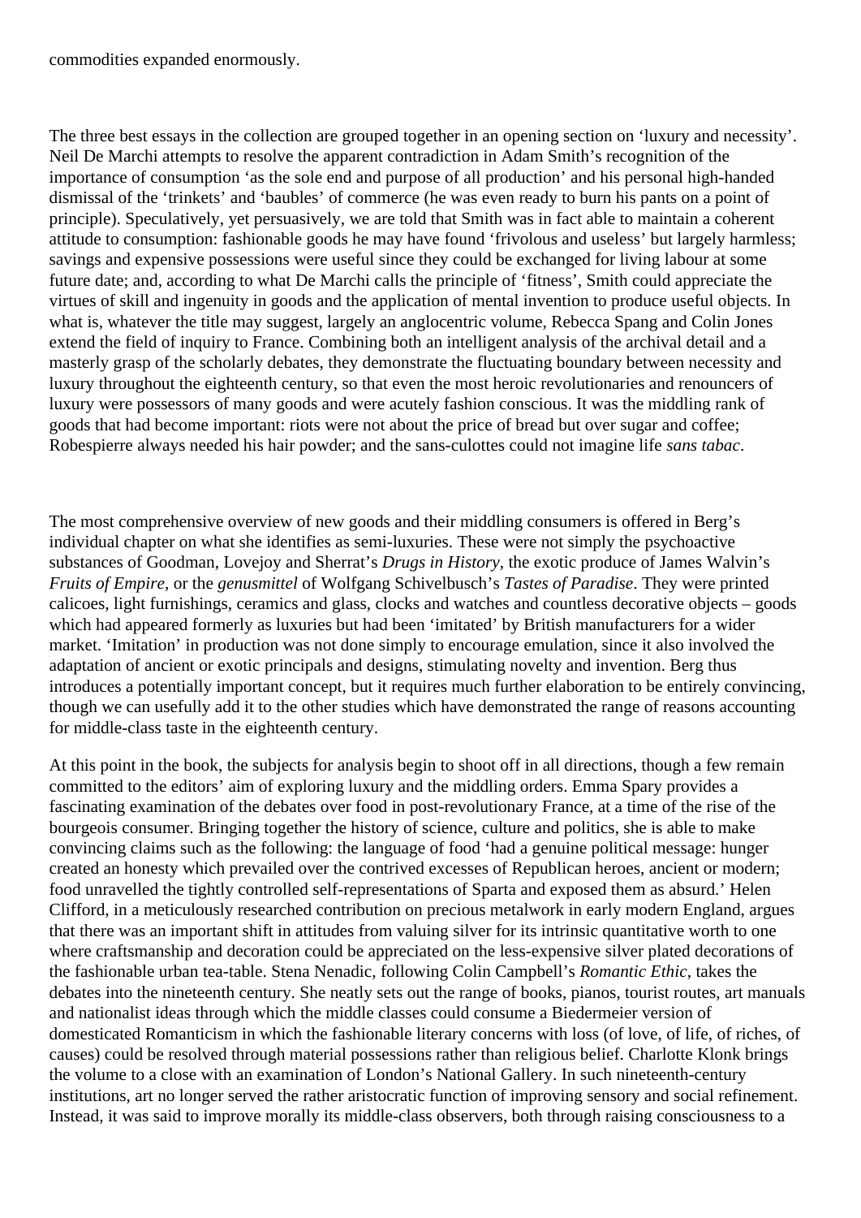commodities expanded enormously.

The three best essays in the collection are grouped together in an opening section on 'luxury and necessity'. Neil De Marchi attempts to resolve the apparent contradiction in Adam Smith's recognition of the importance of consumption 'as the sole end and purpose of all production' and his personal high-handed dismissal of the 'trinkets' and 'baubles' of commerce (he was even ready to burn his pants on a point of principle). Speculatively, yet persuasively, we are told that Smith was in fact able to maintain a coherent attitude to consumption: fashionable goods he may have found 'frivolous and useless' but largely harmless; savings and expensive possessions were useful since they could be exchanged for living labour at some future date; and, according to what De Marchi calls the principle of 'fitness', Smith could appreciate the virtues of skill and ingenuity in goods and the application of mental invention to produce useful objects. In what is, whatever the title may suggest, largely an anglocentric volume, Rebecca Spang and Colin Jones extend the field of inquiry to France. Combining both an intelligent analysis of the archival detail and a masterly grasp of the scholarly debates, they demonstrate the fluctuating boundary between necessity and luxury throughout the eighteenth century, so that even the most heroic revolutionaries and renouncers of luxury were possessors of many goods and were acutely fashion conscious. It was the middling rank of goods that had become important: riots were not about the price of bread but over sugar and coffee; Robespierre always needed his hair powder; and the sans-culottes could not imagine life *sans tabac*.

The most comprehensive overview of new goods and their middling consumers is offered in Berg's individual chapter on what she identifies as semi-luxuries. These were not simply the psychoactive substances of Goodman, Lovejoy and Sherrat's *Drugs in History*, the exotic produce of James Walvin's *Fruits of Empire*, or the *genusmittel* of Wolfgang Schivelbusch's *Tastes of Paradise*. They were printed calicoes, light furnishings, ceramics and glass, clocks and watches and countless decorative objects – goods which had appeared formerly as luxuries but had been 'imitated' by British manufacturers for a wider market. 'Imitation' in production was not done simply to encourage emulation, since it also involved the adaptation of ancient or exotic principals and designs, stimulating novelty and invention. Berg thus introduces a potentially important concept, but it requires much further elaboration to be entirely convincing, though we can usefully add it to the other studies which have demonstrated the range of reasons accounting for middle-class taste in the eighteenth century.

At this point in the book, the subjects for analysis begin to shoot off in all directions, though a few remain committed to the editors' aim of exploring luxury and the middling orders. Emma Spary provides a fascinating examination of the debates over food in post-revolutionary France, at a time of the rise of the bourgeois consumer. Bringing together the history of science, culture and politics, she is able to make convincing claims such as the following: the language of food 'had a genuine political message: hunger created an honesty which prevailed over the contrived excesses of Republican heroes, ancient or modern; food unravelled the tightly controlled self-representations of Sparta and exposed them as absurd.' Helen Clifford, in a meticulously researched contribution on precious metalwork in early modern England, argues that there was an important shift in attitudes from valuing silver for its intrinsic quantitative worth to one where craftsmanship and decoration could be appreciated on the less-expensive silver plated decorations of the fashionable urban tea-table. Stena Nenadic, following Colin Campbell's *Romantic Ethic*, takes the debates into the nineteenth century. She neatly sets out the range of books, pianos, tourist routes, art manuals and nationalist ideas through which the middle classes could consume a Biedermeier version of domesticated Romanticism in which the fashionable literary concerns with loss (of love, of life, of riches, of causes) could be resolved through material possessions rather than religious belief. Charlotte Klonk brings the volume to a close with an examination of London's National Gallery. In such nineteenth-century institutions, art no longer served the rather aristocratic function of improving sensory and social refinement. Instead, it was said to improve morally its middle-class observers, both through raising consciousness to a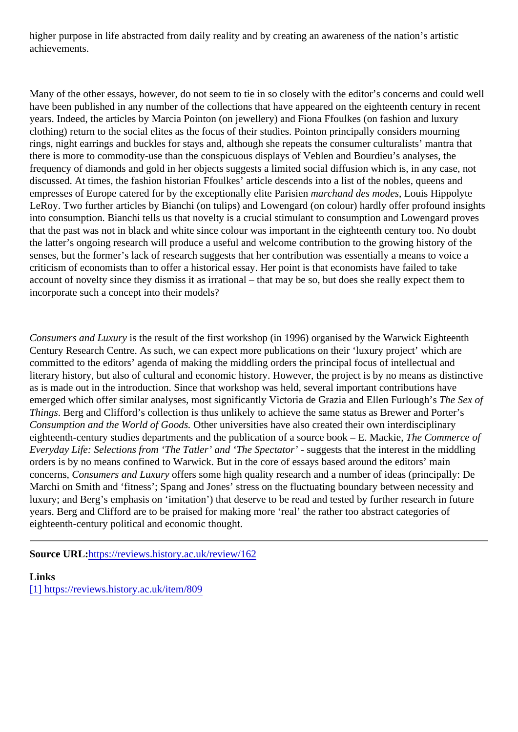higher purpose in life abstracted from daily reality and by creating an awareness of the nation's artistic achievements.

Many of the other essays, however, do not seem to tie in so closely with the editor's concerns and could well have been published in any number of the collections that have appeared on the eighteenth century in recent years. Indeed, the articles by Marcia Pointon (on jewellery) and Fiona Ffoulkes (on fashion and luxury clothing) return to the social elites as the focus of their studies. Pointon principally considers mourning rings, night earrings and buckles for stays and, although she repeats the consumer culturalists' mantra that there is more to commodity-use than the conspicuous displays of Veblen and Bourdieu's analyses, the frequency of diamonds and gold in her objects suggests a limited social diffusion which is, in any case, not discussed. At times, the fashion historian Ffoulkes' article descends into a list of the nobles, queens and empresses of Europe catered for by the exceptionally elite Parisien *marchand des modes*, Louis Hippolyte LeRoy. Two further articles by Bianchi (on tulips) and Lowengard (on colour) hardly offer profound insights into consumption. Bianchi tells us that novelty is a crucial stimulant to consumption and Lowengard proves that the past was not in black and white since colour was important in the eighteenth century too. No doubt the latter's ongoing research will produce a useful and welcome contribution to the growing history of the senses, but the former's lack of research suggests that her contribution was essentially a means to voice a criticism of economists than to offer a historical essay. Her point is that economists have failed to take account of novelty since they dismiss it as irrational – that may be so, but does she really expect them to incorporate such a concept into their models?

*Consumers and Luxury* is the result of the first workshop (in 1996) organised by the Warwick Eighteenth Century Research Centre. As such, we can expect more publications on their 'luxury project' which are committed to the editors' agenda of making the middling orders the principal focus of intellectual and literary history, but also of cultural and economic history. However, the project is by no means as distinctive as is made out in the introduction. Since that workshop was held, several important contributions have emerged which offer similar analyses, most significantly Victoria de Grazia and Ellen Furlough's *The Sex of Things*. Berg and Clifford's collection is thus unlikely to achieve the same status as Brewer and Porter's *Consumption and the World of Goods.* Other universities have also created their own interdisciplinary eighteenth-century studies departments and the publication of a source book – E. Mackie, *The Commerce of Everyday Life: Selections from 'The Tatler' and 'The Spectator'* - suggests that the interest in the middling orders is by no means confined to Warwick. But in the core of essays based around the editors' main concerns, *Consumers and Luxury* offers some high quality research and a number of ideas (principally: De Marchi on Smith and 'fitness'; Spang and Jones' stress on the fluctuating boundary between necessity and luxury; and Berg's emphasis on 'imitation') that deserve to be read and tested by further research in future years. Berg and Clifford are to be praised for making more 'real' the rather too abstract categories of eighteenth-century political and economic thought.

---

**Source URL:** https://reviews.history.ac.uk/review/162

**Links**
[1] https://reviews.history.ac.uk/item/809